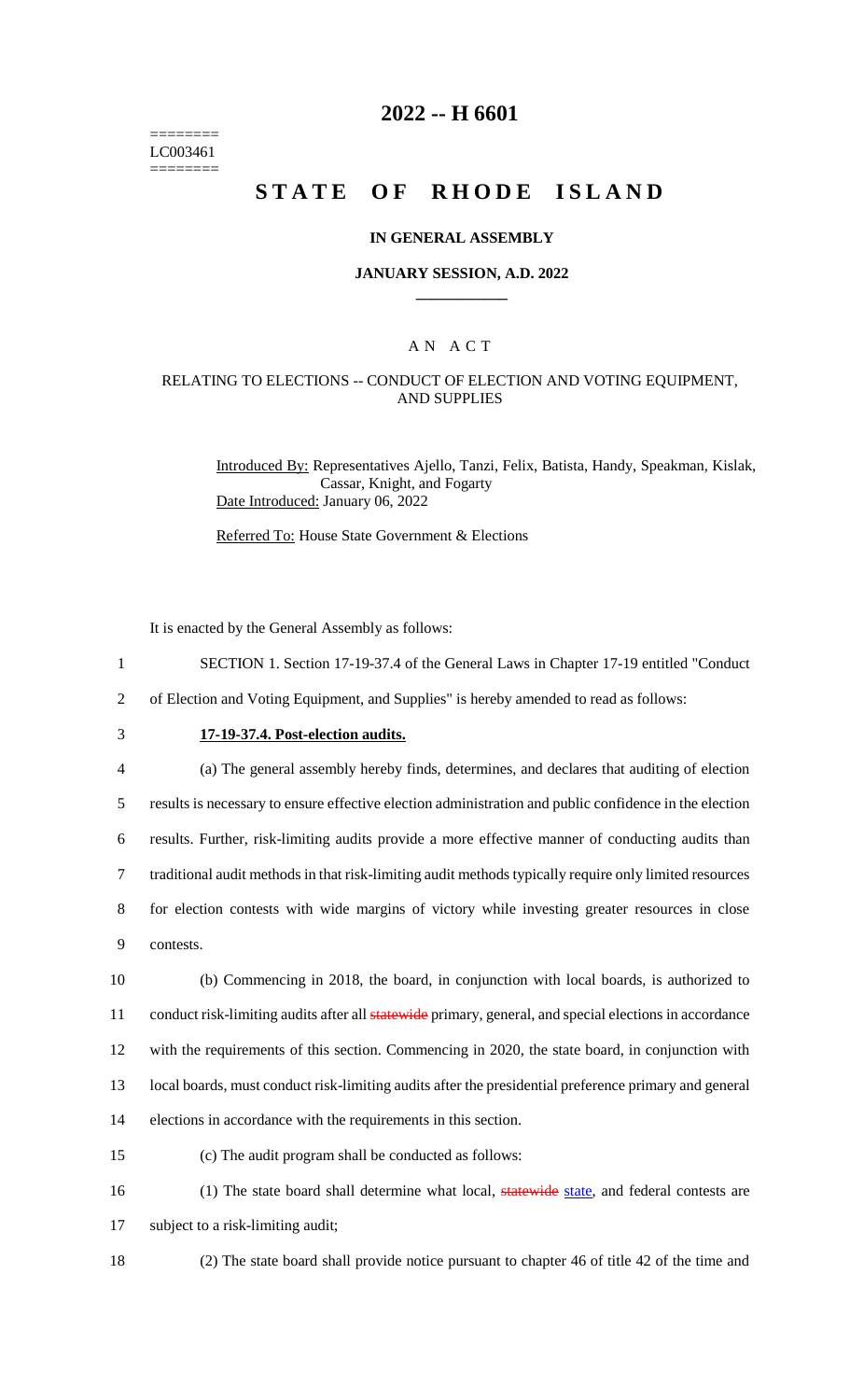========
LC003461
========

# 2022 -- H 6601

# STATE OF RHODE ISLAND

## IN GENERAL ASSEMBLY

### JANUARY SESSION, A.D. 2022

### A N A C T

RELATING TO ELECTIONS -- CONDUCT OF ELECTION AND VOTING EQUIPMENT, AND SUPPLIES

Introduced By: Representatives Ajello, Tanzi, Felix, Batista, Handy, Speakman, Kislak, Cassar, Knight, and Fogarty

Date Introduced: January 06, 2022

Referred To: House State Government & Elections

It is enacted by the General Assembly as follows:

1 SECTION 1. Section 17-19-37.4 of the General Laws in Chapter 17-19 entitled "Conduct
2 of Election and Voting Equipment, and Supplies" is hereby amended to read as follows:

3 **17-19-37.4. Post-election audits.**

4 (a) The general assembly hereby finds, determines, and declares that auditing of election
5 results is necessary to ensure effective election administration and public confidence in the election
6 results. Further, risk-limiting audits provide a more effective manner of conducting audits than
7 traditional audit methods in that risk-limiting audit methods typically require only limited resources
8 for election contests with wide margins of victory while investing greater resources in close
9 contests.

10 (b) Commencing in 2018, the board, in conjunction with local boards, is authorized to
11 conduct risk-limiting audits after all ~~statewide~~ primary, general, and special elections in accordance
12 with the requirements of this section. Commencing in 2020, the state board, in conjunction with
13 local boards, must conduct risk-limiting audits after the presidential preference primary and general
14 elections in accordance with the requirements in this section.

15 (c) The audit program shall be conducted as follows:

16 (1) The state board shall determine what local, ~~statewide~~ <u>state</u>, and federal contests are
17 subject to a risk-limiting audit;

18 (2) The state board shall provide notice pursuant to chapter 46 of title 42 of the time and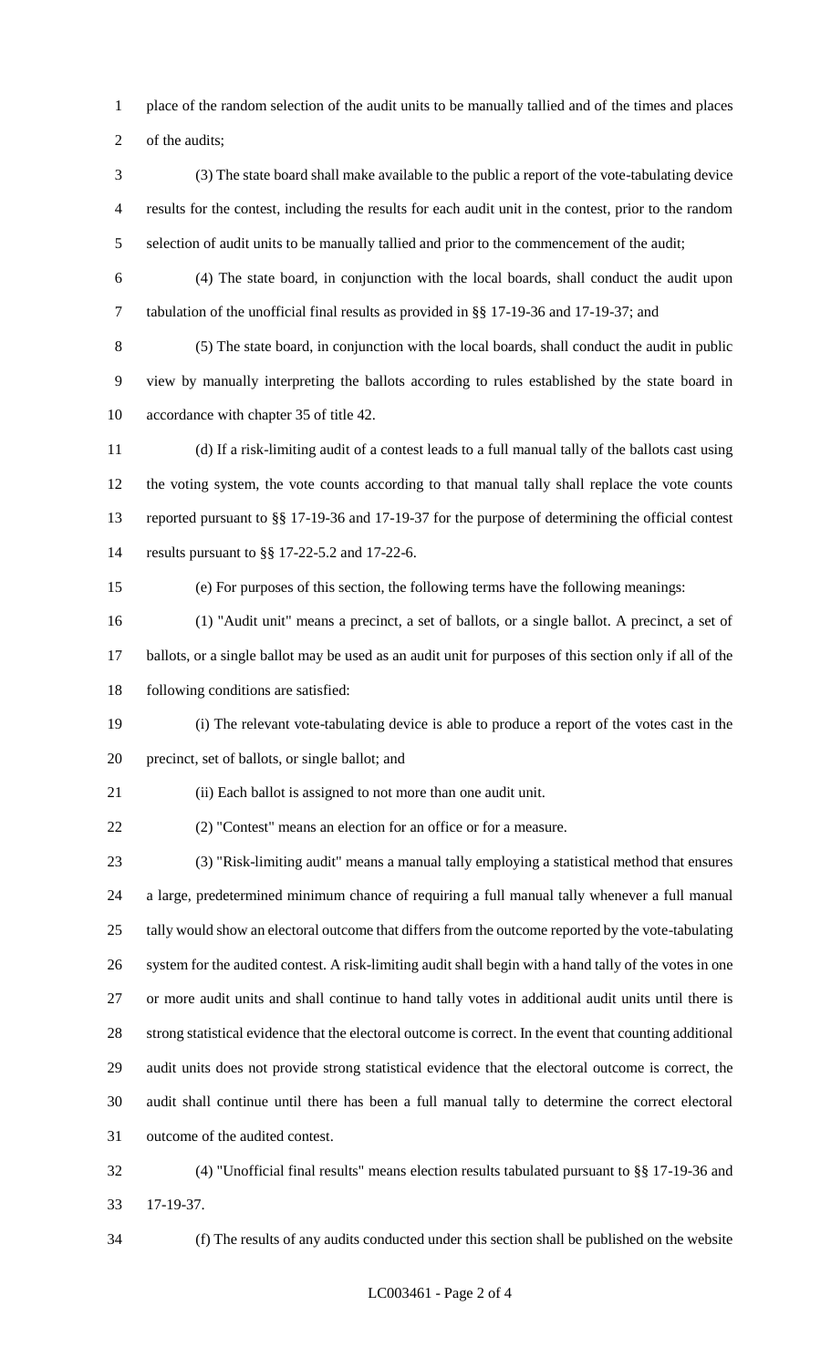place of the random selection of the audit units to be manually tallied and of the times and places of the audits;

(3) The state board shall make available to the public a report of the vote-tabulating device results for the contest, including the results for each audit unit in the contest, prior to the random selection of audit units to be manually tallied and prior to the commencement of the audit;

(4) The state board, in conjunction with the local boards, shall conduct the audit upon tabulation of the unofficial final results as provided in §§ 17-19-36 and 17-19-37; and

(5) The state board, in conjunction with the local boards, shall conduct the audit in public view by manually interpreting the ballots according to rules established by the state board in accordance with chapter 35 of title 42.

(d) If a risk-limiting audit of a contest leads to a full manual tally of the ballots cast using the voting system, the vote counts according to that manual tally shall replace the vote counts reported pursuant to §§ 17-19-36 and 17-19-37 for the purpose of determining the official contest results pursuant to §§ 17-22-5.2 and 17-22-6.

(e) For purposes of this section, the following terms have the following meanings:

(1) "Audit unit" means a precinct, a set of ballots, or a single ballot. A precinct, a set of ballots, or a single ballot may be used as an audit unit for purposes of this section only if all of the following conditions are satisfied:

(i) The relevant vote-tabulating device is able to produce a report of the votes cast in the precinct, set of ballots, or single ballot; and

(ii) Each ballot is assigned to not more than one audit unit.

(2) "Contest" means an election for an office or for a measure.

(3) "Risk-limiting audit" means a manual tally employing a statistical method that ensures a large, predetermined minimum chance of requiring a full manual tally whenever a full manual tally would show an electoral outcome that differs from the outcome reported by the vote-tabulating system for the audited contest. A risk-limiting audit shall begin with a hand tally of the votes in one or more audit units and shall continue to hand tally votes in additional audit units until there is strong statistical evidence that the electoral outcome is correct. In the event that counting additional audit units does not provide strong statistical evidence that the electoral outcome is correct, the audit shall continue until there has been a full manual tally to determine the correct electoral outcome of the audited contest.

(4) "Unofficial final results" means election results tabulated pursuant to §§ 17-19-36 and 17-19-37.

(f) The results of any audits conducted under this section shall be published on the website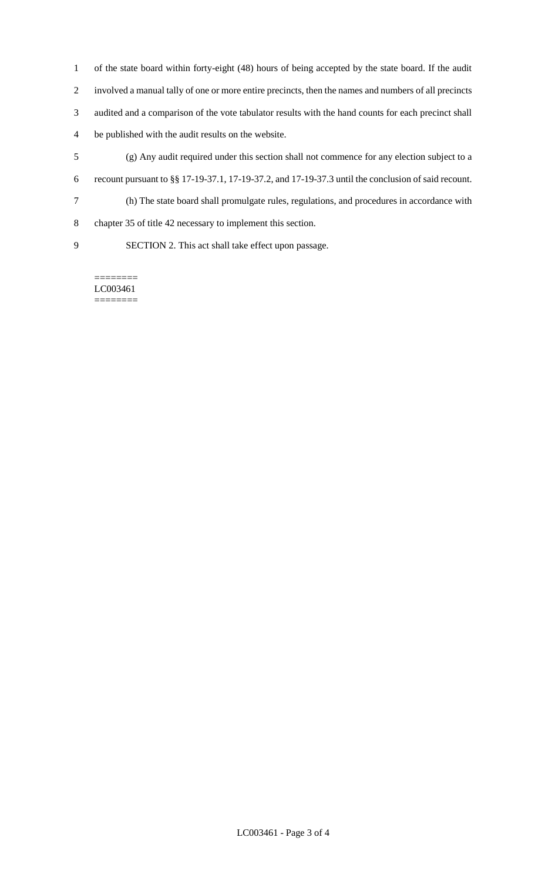of the state board within forty-eight (48) hours of being accepted by the state board. If the audit involved a manual tally of one or more entire precincts, then the names and numbers of all precincts audited and a comparison of the vote tabulator results with the hand counts for each precinct shall be published with the audit results on the website.

(g) Any audit required under this section shall not commence for any election subject to a recount pursuant to §§ 17-19-37.1, 17-19-37.2, and 17-19-37.3 until the conclusion of said recount.

(h) The state board shall promulgate rules, regulations, and procedures in accordance with chapter 35 of title 42 necessary to implement this section.

SECTION 2. This act shall take effect upon passage.

========
LC003461
========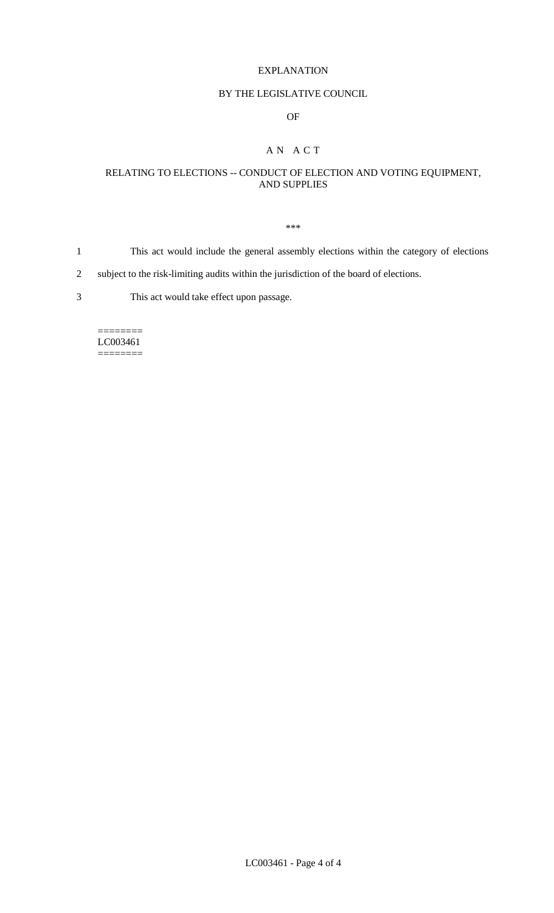EXPLANATION

BY THE LEGISLATIVE COUNCIL

OF

A N A C T

RELATING TO ELECTIONS -- CONDUCT OF ELECTION AND VOTING EQUIPMENT, AND SUPPLIES

\*\*\*

This act would include the general assembly elections within the category of elections subject to the risk-limiting audits within the jurisdiction of the board of elections.

This act would take effect upon passage.

========
LC003461
========